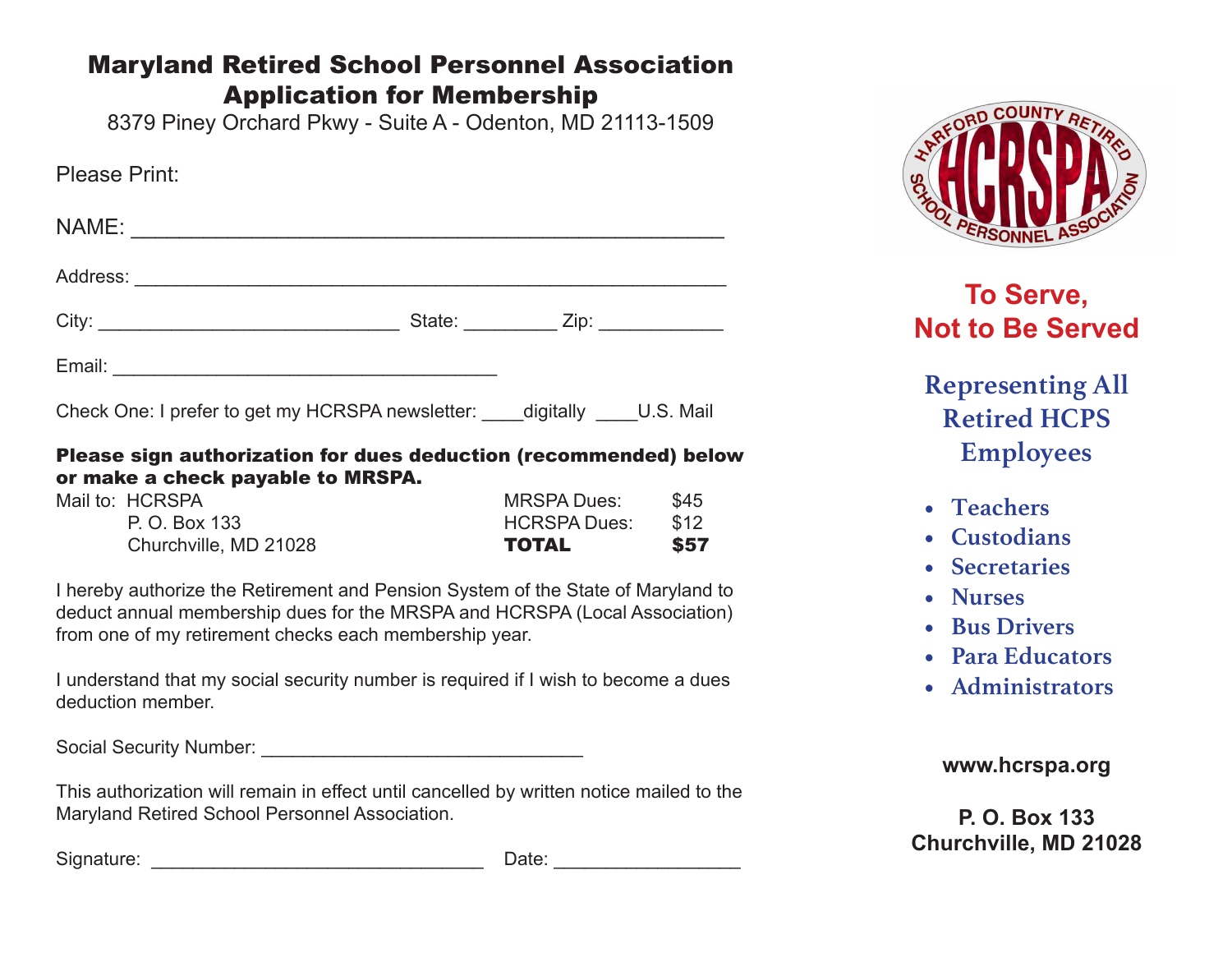# Maryland Retired School Personnel Association
## Application for Membership

8379 Piney Orchard Pkwy - Suite A - Odenton, MD 21113-1509

Please Print:

NAME: _______________________________________________

Address: _______________________________________________

City: ___________________________ State: _________ Zip: ____________

Email: ___________________________________

Check One: I prefer to get my HCRSPA newsletter: ____digitally ____U.S. Mail

**Please sign authorization for dues deduction (recommended) below or make a check payable to MRSPA.**

Mail to: HCRSPA
P. O. Box 133
Churchville, MD 21028

| | |
|---|---|
| MRSPA Dues: | $45 |
| HCRSPA Dues: | $12 |
| **TOTAL** | **$57** |

I hereby authorize the Retirement and Pension System of the State of Maryland to deduct annual membership dues for the MRSPA and HCRSPA (Local Association) from one of my retirement checks each membership year.

I understand that my social security number is required if I wish to become a dues deduction member.

Social Security Number: ______________________________

This authorization will remain in effect until cancelled by written notice mailed to the Maryland Retired School Personnel Association.

Signature: _______________________________ Date: _________________

HARFORD COUNTY RETIRED SCHOOL PERSONNEL ASSOCIATION
HCRSPA

**To Serve,
Not to Be Served**

**Representing All Retired HCPS Employees**

- Teachers
- Custodians
- Secretaries
- Nurses
- Bus Drivers
- Para Educators
- Administrators

**www.hcrspa.org**

**P. O. Box 133
Churchville, MD 21028**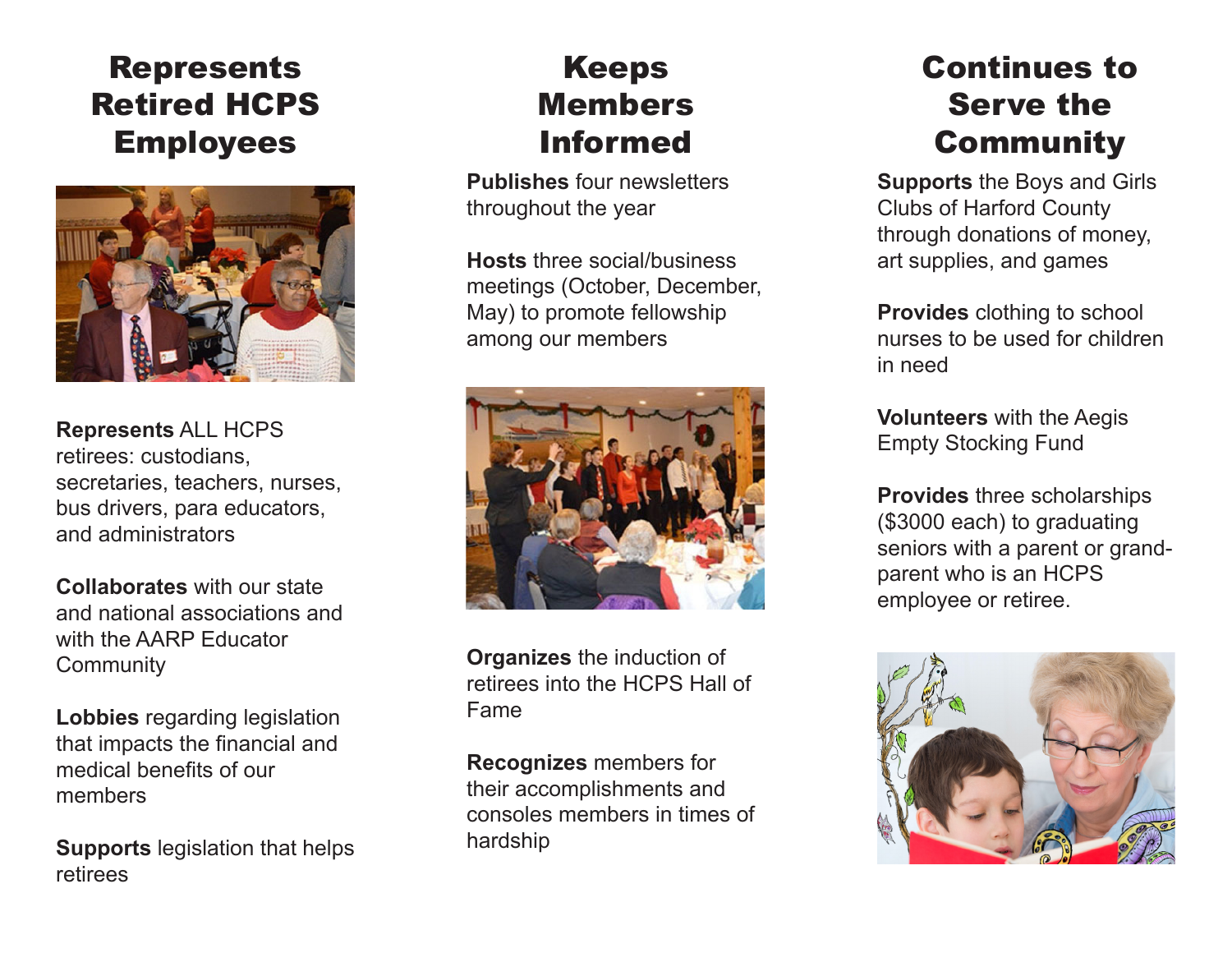## Represents Retired HCPS Employees

**Represents** ALL HCPS retirees: custodians, secretaries, teachers, nurses, bus drivers, para educators, and administrators

**Collaborates** with our state and national associations and with the AARP Educator Community

**Lobbies** regarding legislation that impacts the financial and medical benefits of our members

**Supports** legislation that helps retirees

## Keeps Members Informed

**Publishes** four newsletters throughout the year

**Hosts** three social/business meetings (October, December, May) to promote fellowship among our members

**Organizes** the induction of retirees into the HCPS Hall of Fame

**Recognizes** members for their accomplishments and consoles members in times of hardship

## Continues to Serve the Community

**Supports** the Boys and Girls Clubs of Harford County through donations of money, art supplies, and games

**Provides** clothing to school nurses to be used for children in need

**Volunteers** with the Aegis Empty Stocking Fund

**Provides** three scholarships ($3000 each) to graduating seniors with a parent or grand-parent who is an HCPS employee or retiree.